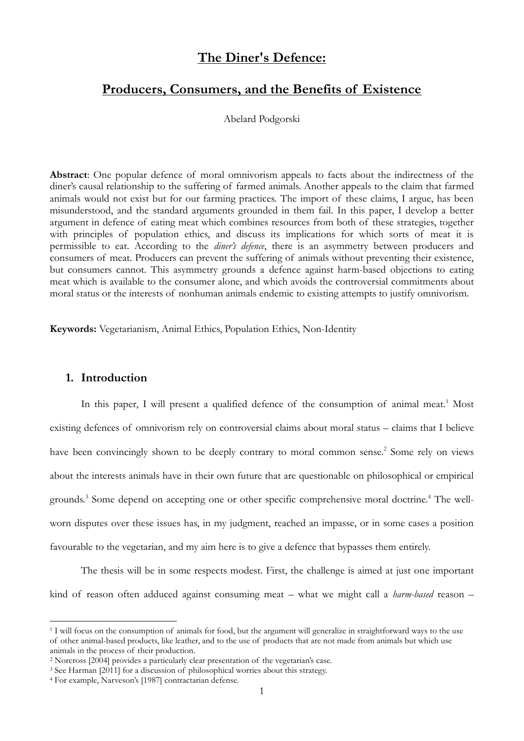# The Diner's Defence:

## Producers, Consumers, and the Benefits of Existence

Abelard Podgorski

**Abstract**: One popular defence of moral omnivorism appeals to facts about the indirectness of the diner's causal relationship to the suffering of farmed animals. Another appeals to the claim that farmed animals would not exist but for our farming practices. The import of these claims, I argue, has been misunderstood, and the standard arguments grounded in them fail. In this paper, I develop a better argument in defence of eating meat which combines resources from both of these strategies, together with principles of population ethics, and discuss its implications for which sorts of meat it is permissible to eat. According to the *diner's defence*, there is an asymmetry between producers and consumers of meat. Producers can prevent the suffering of animals without preventing their existence, but consumers cannot. This asymmetry grounds a defence against harm-based objections to eating meat which is available to the consumer alone, and which avoids the controversial commitments about moral status or the interests of nonhuman animals endemic to existing attempts to justify omnivorism.

**Keywords:** Vegetarianism, Animal Ethics, Population Ethics, Non-Identity

## 1. Introduction

In this paper, I will present a qualified defence of the consumption of animal meat.[1] Most existing defences of omnivorism rely on controversial claims about moral status – claims that I believe have been convincingly shown to be deeply contrary to moral common sense.[2] Some rely on views about the interests animals have in their own future that are questionable on philosophical or empirical grounds.[3] Some depend on accepting one or other specific comprehensive moral doctrine.[4] The well-worn disputes over these issues has, in my judgment, reached an impasse, or in some cases a position favourable to the vegetarian, and my aim here is to give a defence that bypasses them entirely.

The thesis will be in some respects modest. First, the challenge is aimed at just one important kind of reason often adduced against consuming meat – what we might call a *harm-based* reason –

[1] I will focus on the consumption of animals for food, but the argument will generalize in straightforward ways to the use of other animal-based products, like leather, and to the use of products that are not made from animals but which use animals in the process of their production.

[2] Norcross [2004] provides a particularly clear presentation of the vegetarian's case.

[3] See Harman [2011] for a discussion of philosophical worries about this strategy.

[4] For example, Narveson's [1987] contractarian defense.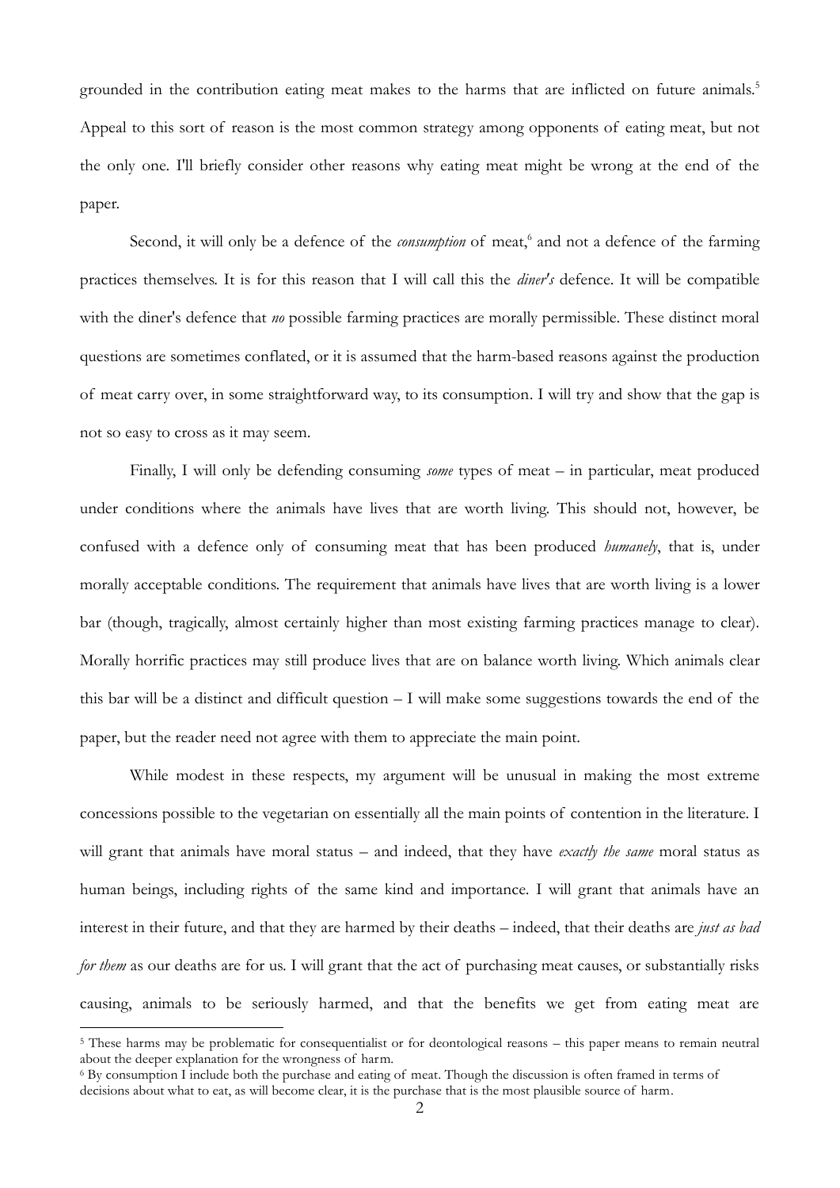grounded in the contribution eating meat makes to the harms that are inflicted on future animals.[5] Appeal to this sort of reason is the most common strategy among opponents of eating meat, but not the only one. I'll briefly consider other reasons why eating meat might be wrong at the end of the paper.

Second, it will only be a defence of the *consumption* of meat,[6] and not a defence of the farming practices themselves. It is for this reason that I will call this the *diner's* defence. It will be compatible with the diner's defence that *no* possible farming practices are morally permissible. These distinct moral questions are sometimes conflated, or it is assumed that the harm-based reasons against the production of meat carry over, in some straightforward way, to its consumption. I will try and show that the gap is not so easy to cross as it may seem.

Finally, I will only be defending consuming *some* types of meat – in particular, meat produced under conditions where the animals have lives that are worth living. This should not, however, be confused with a defence only of consuming meat that has been produced *humanely*, that is, under morally acceptable conditions. The requirement that animals have lives that are worth living is a lower bar (though, tragically, almost certainly higher than most existing farming practices manage to clear). Morally horrific practices may still produce lives that are on balance worth living. Which animals clear this bar will be a distinct and difficult question – I will make some suggestions towards the end of the paper, but the reader need not agree with them to appreciate the main point.

While modest in these respects, my argument will be unusual in making the most extreme concessions possible to the vegetarian on essentially all the main points of contention in the literature. I will grant that animals have moral status – and indeed, that they have *exactly the same* moral status as human beings, including rights of the same kind and importance. I will grant that animals have an interest in their future, and that they are harmed by their deaths – indeed, that their deaths are *just as bad for them* as our deaths are for us. I will grant that the act of purchasing meat causes, or substantially risks causing, animals to be seriously harmed, and that the benefits we get from eating meat are

[5] These harms may be problematic for consequentialist or for deontological reasons – this paper means to remain neutral about the deeper explanation for the wrongness of harm.

[6] By consumption I include both the purchase and eating of meat. Though the discussion is often framed in terms of decisions about what to eat, as will become clear, it is the purchase that is the most plausible source of harm.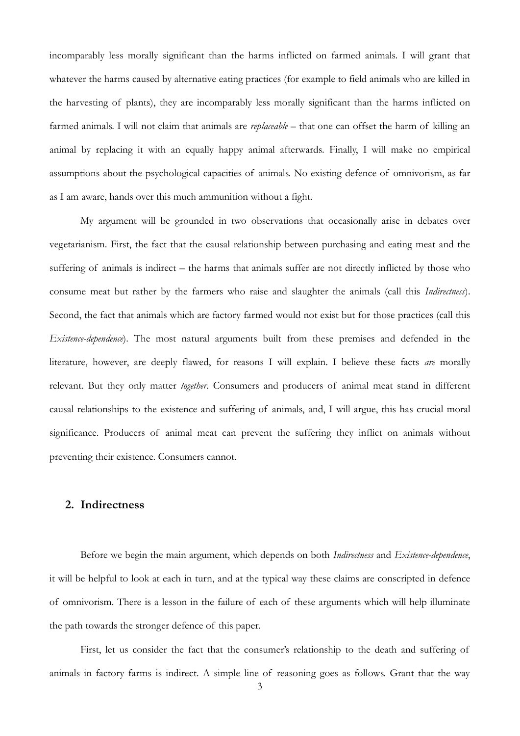incomparably less morally significant than the harms inflicted on farmed animals. I will grant that whatever the harms caused by alternative eating practices (for example to field animals who are killed in the harvesting of plants), they are incomparably less morally significant than the harms inflicted on farmed animals. I will not claim that animals are *replaceable* – that one can offset the harm of killing an animal by replacing it with an equally happy animal afterwards. Finally, I will make no empirical assumptions about the psychological capacities of animals. No existing defence of omnivorism, as far as I am aware, hands over this much ammunition without a fight.

My argument will be grounded in two observations that occasionally arise in debates over vegetarianism. First, the fact that the causal relationship between purchasing and eating meat and the suffering of animals is indirect – the harms that animals suffer are not directly inflicted by those who consume meat but rather by the farmers who raise and slaughter the animals (call this *Indirectness*). Second, the fact that animals which are factory farmed would not exist but for those practices (call this *Existence-dependence*). The most natural arguments built from these premises and defended in the literature, however, are deeply flawed, for reasons I will explain. I believe these facts *are* morally relevant. But they only matter *together*. Consumers and producers of animal meat stand in different causal relationships to the existence and suffering of animals, and, I will argue, this has crucial moral significance. Producers of animal meat can prevent the suffering they inflict on animals without preventing their existence. Consumers cannot.

## 2. Indirectness

Before we begin the main argument, which depends on both *Indirectness* and *Existence-dependence*, it will be helpful to look at each in turn, and at the typical way these claims are conscripted in defence of omnivorism. There is a lesson in the failure of each of these arguments which will help illuminate the path towards the stronger defence of this paper.

First, let us consider the fact that the consumer's relationship to the death and suffering of animals in factory farms is indirect. A simple line of reasoning goes as follows. Grant that the way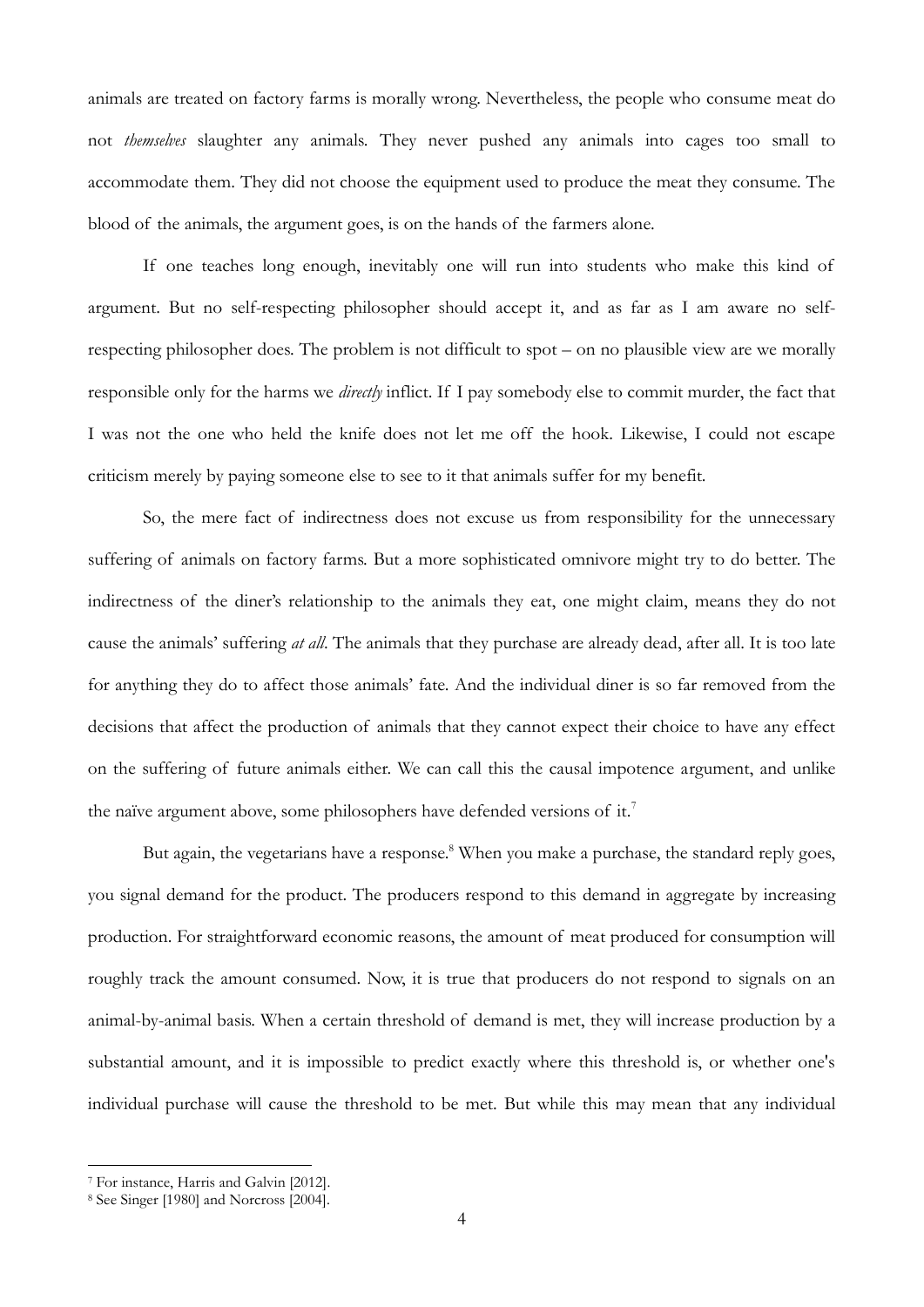animals are treated on factory farms is morally wrong. Nevertheless, the people who consume meat do not *themselves* slaughter any animals. They never pushed any animals into cages too small to accommodate them. They did not choose the equipment used to produce the meat they consume. The blood of the animals, the argument goes, is on the hands of the farmers alone.

If one teaches long enough, inevitably one will run into students who make this kind of argument. But no self-respecting philosopher should accept it, and as far as I am aware no self-respecting philosopher does. The problem is not difficult to spot – on no plausible view are we morally responsible only for the harms we *directly* inflict. If I pay somebody else to commit murder, the fact that I was not the one who held the knife does not let me off the hook. Likewise, I could not escape criticism merely by paying someone else to see to it that animals suffer for my benefit.

So, the mere fact of indirectness does not excuse us from responsibility for the unnecessary suffering of animals on factory farms. But a more sophisticated omnivore might try to do better. The indirectness of the diner's relationship to the animals they eat, one might claim, means they do not cause the animals' suffering *at all*. The animals that they purchase are already dead, after all. It is too late for anything they do to affect those animals' fate. And the individual diner is so far removed from the decisions that affect the production of animals that they cannot expect their choice to have any effect on the suffering of future animals either. We can call this the causal impotence argument, and unlike the naïve argument above, some philosophers have defended versions of it.[7]

But again, the vegetarians have a response.[8] When you make a purchase, the standard reply goes, you signal demand for the product. The producers respond to this demand in aggregate by increasing production. For straightforward economic reasons, the amount of meat produced for consumption will roughly track the amount consumed. Now, it is true that producers do not respond to signals on an animal-by-animal basis. When a certain threshold of demand is met, they will increase production by a substantial amount, and it is impossible to predict exactly where this threshold is, or whether one's individual purchase will cause the threshold to be met. But while this may mean that any individual

---

[7] For instance, Harris and Galvin [2012].

[8] See Singer [1980] and Norcross [2004].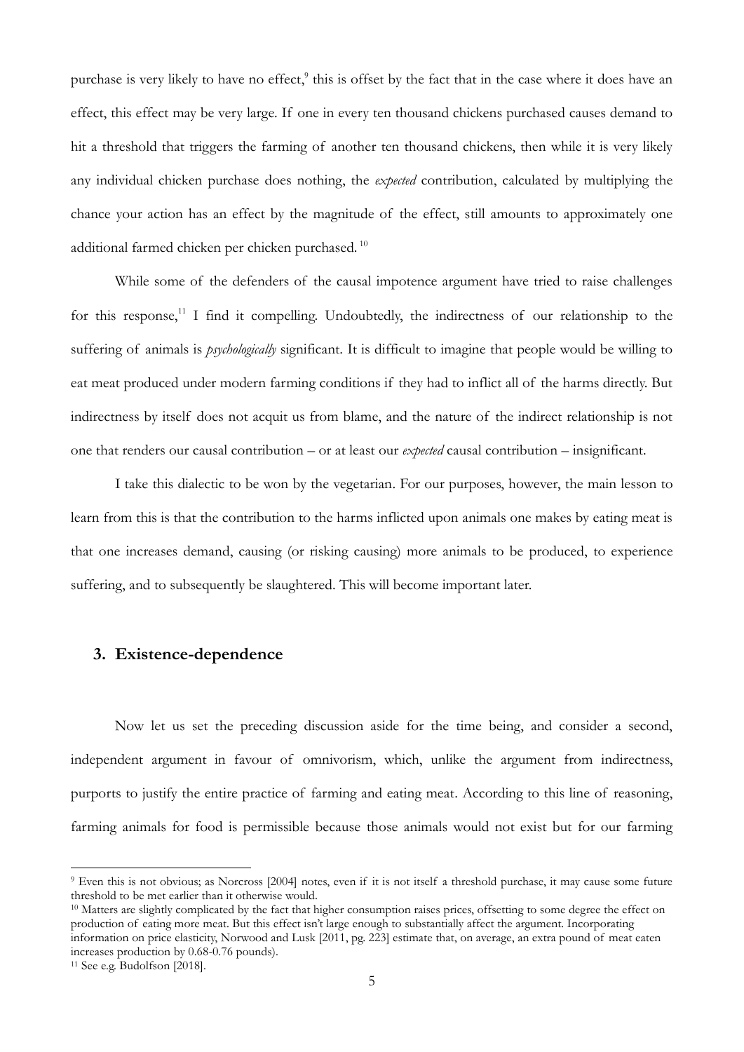purchase is very likely to have no effect,[9] this is offset by the fact that in the case where it does have an effect, this effect may be very large. If one in every ten thousand chickens purchased causes demand to hit a threshold that triggers the farming of another ten thousand chickens, then while it is very likely any individual chicken purchase does nothing, the *expected* contribution, calculated by multiplying the chance your action has an effect by the magnitude of the effect, still amounts to approximately one additional farmed chicken per chicken purchased.[10]

While some of the defenders of the causal impotence argument have tried to raise challenges for this response,[11] I find it compelling. Undoubtedly, the indirectness of our relationship to the suffering of animals is *psychologically* significant. It is difficult to imagine that people would be willing to eat meat produced under modern farming conditions if they had to inflict all of the harms directly. But indirectness by itself does not acquit us from blame, and the nature of the indirect relationship is not one that renders our causal contribution – or at least our *expected* causal contribution – insignificant.

I take this dialectic to be won by the vegetarian. For our purposes, however, the main lesson to learn from this is that the contribution to the harms inflicted upon animals one makes by eating meat is that one increases demand, causing (or risking causing) more animals to be produced, to experience suffering, and to subsequently be slaughtered. This will become important later.

## 3. Existence-dependence

Now let us set the preceding discussion aside for the time being, and consider a second, independent argument in favour of omnivorism, which, unlike the argument from indirectness, purports to justify the entire practice of farming and eating meat. According to this line of reasoning, farming animals for food is permissible because those animals would not exist but for our farming

---

[9] Even this is not obvious; as Norcross [2004] notes, even if it is not itself a threshold purchase, it may cause some future threshold to be met earlier than it otherwise would.

[10] Matters are slightly complicated by the fact that higher consumption raises prices, offsetting to some degree the effect on production of eating more meat. But this effect isn't large enough to substantially affect the argument. Incorporating information on price elasticity, Norwood and Lusk [2011, pg. 223] estimate that, on average, an extra pound of meat eaten increases production by 0.68-0.76 pounds).

[11] See e.g. Budolfson [2018].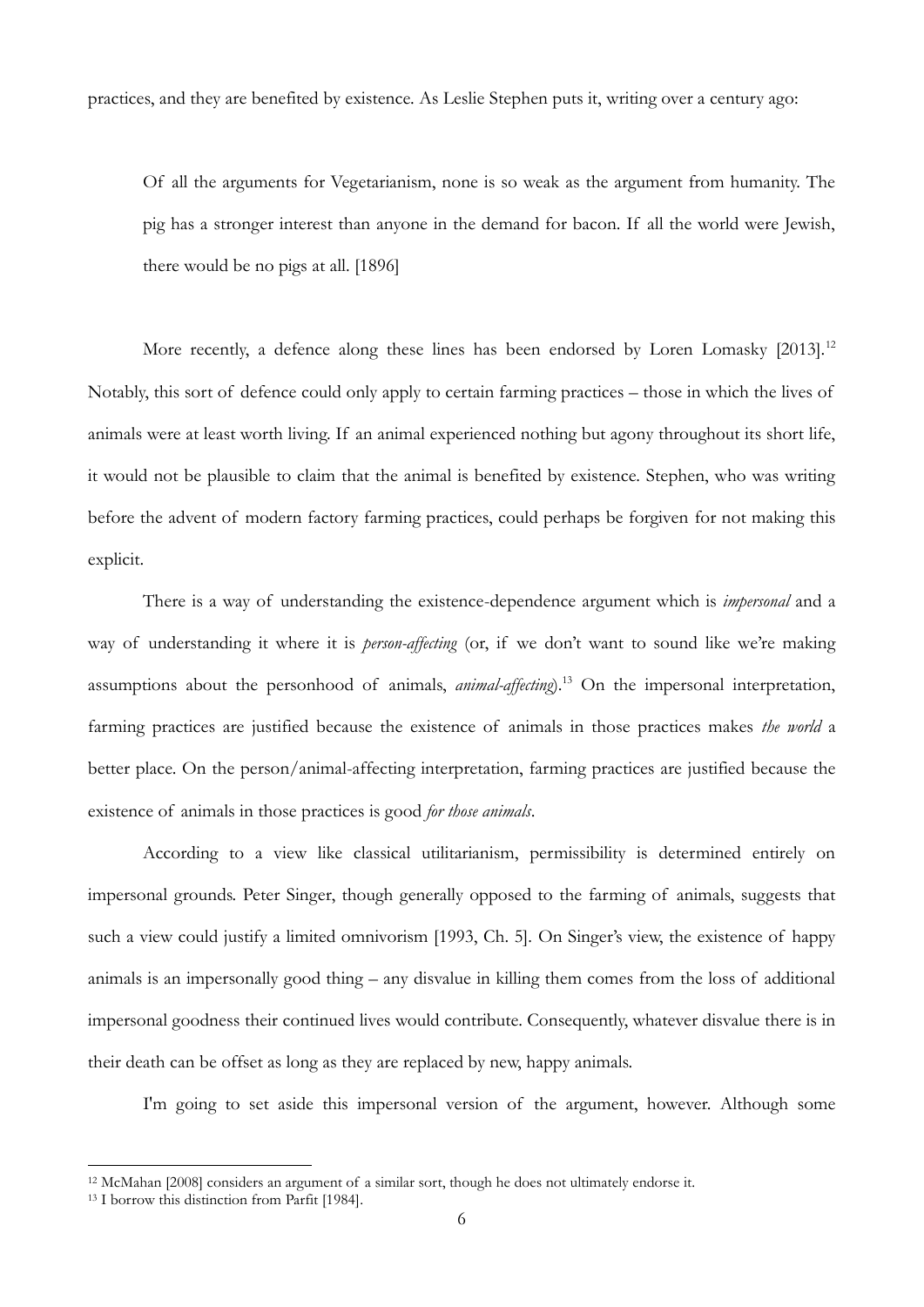practices, and they are benefited by existence. As Leslie Stephen puts it, writing over a century ago:

> Of all the arguments for Vegetarianism, none is so weak as the argument from humanity. The pig has a stronger interest than anyone in the demand for bacon. If all the world were Jewish, there would be no pigs at all. [1896]

More recently, a defence along these lines has been endorsed by Loren Lomasky [2013].[12] Notably, this sort of defence could only apply to certain farming practices – those in which the lives of animals were at least worth living. If an animal experienced nothing but agony throughout its short life, it would not be plausible to claim that the animal is benefited by existence. Stephen, who was writing before the advent of modern factory farming practices, could perhaps be forgiven for not making this explicit.

There is a way of understanding the existence-dependence argument which is *impersonal* and a way of understanding it where it is *person-affecting* (or, if we don't want to sound like we're making assumptions about the personhood of animals, *animal-affecting*).[13] On the impersonal interpretation, farming practices are justified because the existence of animals in those practices makes *the world* a better place. On the person/animal-affecting interpretation, farming practices are justified because the existence of animals in those practices is good *for those animals*.

According to a view like classical utilitarianism, permissibility is determined entirely on impersonal grounds. Peter Singer, though generally opposed to the farming of animals, suggests that such a view could justify a limited omnivorism [1993, Ch. 5]. On Singer's view, the existence of happy animals is an impersonally good thing – any disvalue in killing them comes from the loss of additional impersonal goodness their continued lives would contribute. Consequently, whatever disvalue there is in their death can be offset as long as they are replaced by new, happy animals.

I'm going to set aside this impersonal version of the argument, however. Although some

---

[12] McMahan [2008] considers an argument of a similar sort, though he does not ultimately endorse it.

[13] I borrow this distinction from Parfit [1984].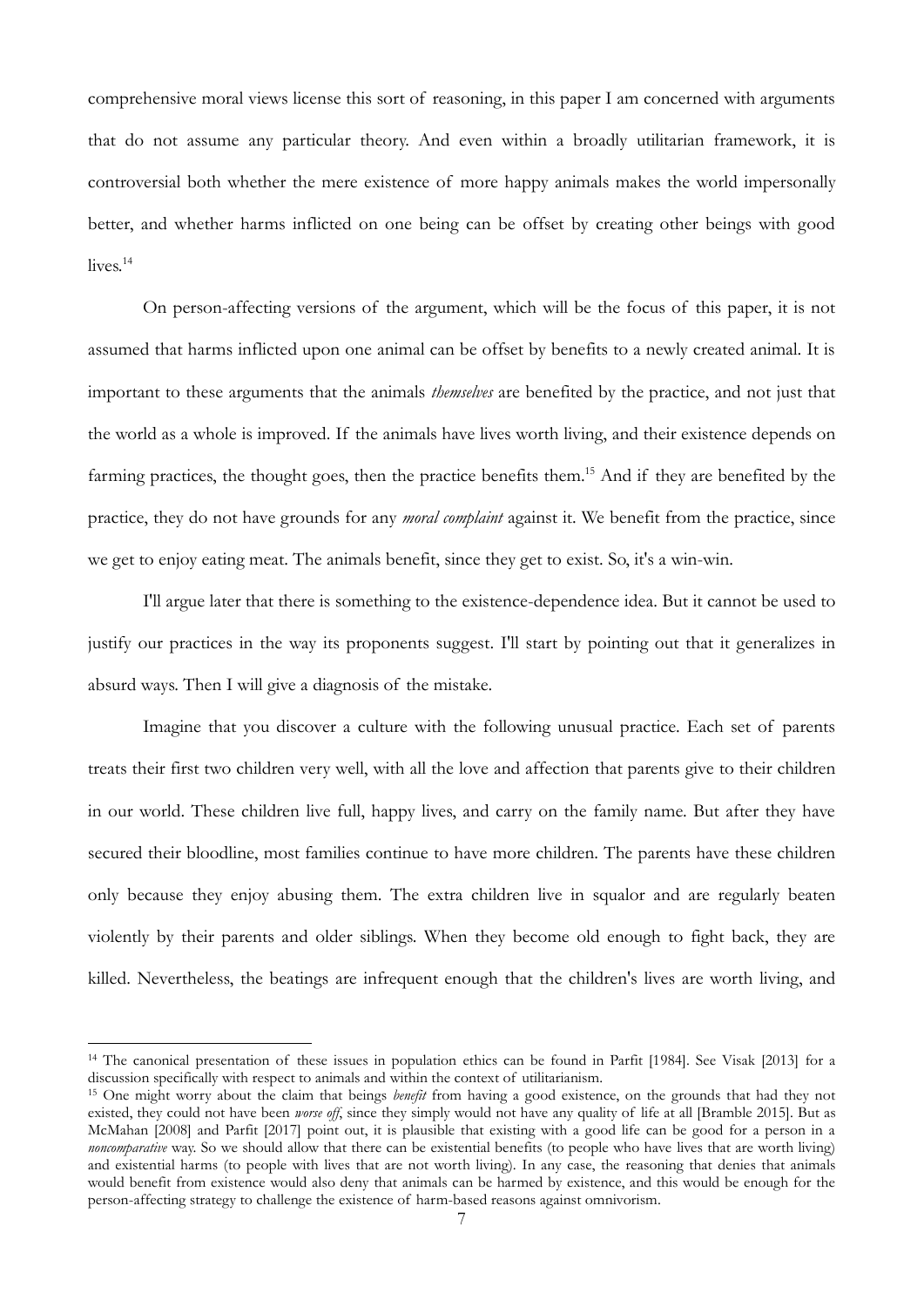comprehensive moral views license this sort of reasoning, in this paper I am concerned with arguments that do not assume any particular theory. And even within a broadly utilitarian framework, it is controversial both whether the mere existence of more happy animals makes the world impersonally better, and whether harms inflicted on one being can be offset by creating other beings with good lives.[14]

On person-affecting versions of the argument, which will be the focus of this paper, it is not assumed that harms inflicted upon one animal can be offset by benefits to a newly created animal. It is important to these arguments that the animals *themselves* are benefited by the practice, and not just that the world as a whole is improved. If the animals have lives worth living, and their existence depends on farming practices, the thought goes, then the practice benefits them.[15] And if they are benefited by the practice, they do not have grounds for any *moral complaint* against it. We benefit from the practice, since we get to enjoy eating meat. The animals benefit, since they get to exist. So, it's a win-win.

I'll argue later that there is something to the existence-dependence idea. But it cannot be used to justify our practices in the way its proponents suggest. I'll start by pointing out that it generalizes in absurd ways. Then I will give a diagnosis of the mistake.

Imagine that you discover a culture with the following unusual practice. Each set of parents treats their first two children very well, with all the love and affection that parents give to their children in our world. These children live full, happy lives, and carry on the family name. But after they have secured their bloodline, most families continue to have more children. The parents have these children only because they enjoy abusing them. The extra children live in squalor and are regularly beaten violently by their parents and older siblings. When they become old enough to fight back, they are killed. Nevertheless, the beatings are infrequent enough that the children's lives are worth living, and

[14] The canonical presentation of these issues in population ethics can be found in Parfit [1984]. See Visak [2013] for a discussion specifically with respect to animals and within the context of utilitarianism.

[15] One might worry about the claim that beings *benefit* from having a good existence, on the grounds that had they not existed, they could not have been *worse off*, since they simply would not have any quality of life at all [Bramble 2015]. But as McMahan [2008] and Parfit [2017] point out, it is plausible that existing with a good life can be good for a person in a *noncomparative* way. So we should allow that there can be existential benefits (to people who have lives that are worth living) and existential harms (to people with lives that are not worth living). In any case, the reasoning that denies that animals would benefit from existence would also deny that animals can be harmed by existence, and this would be enough for the person-affecting strategy to challenge the existence of harm-based reasons against omnivorism.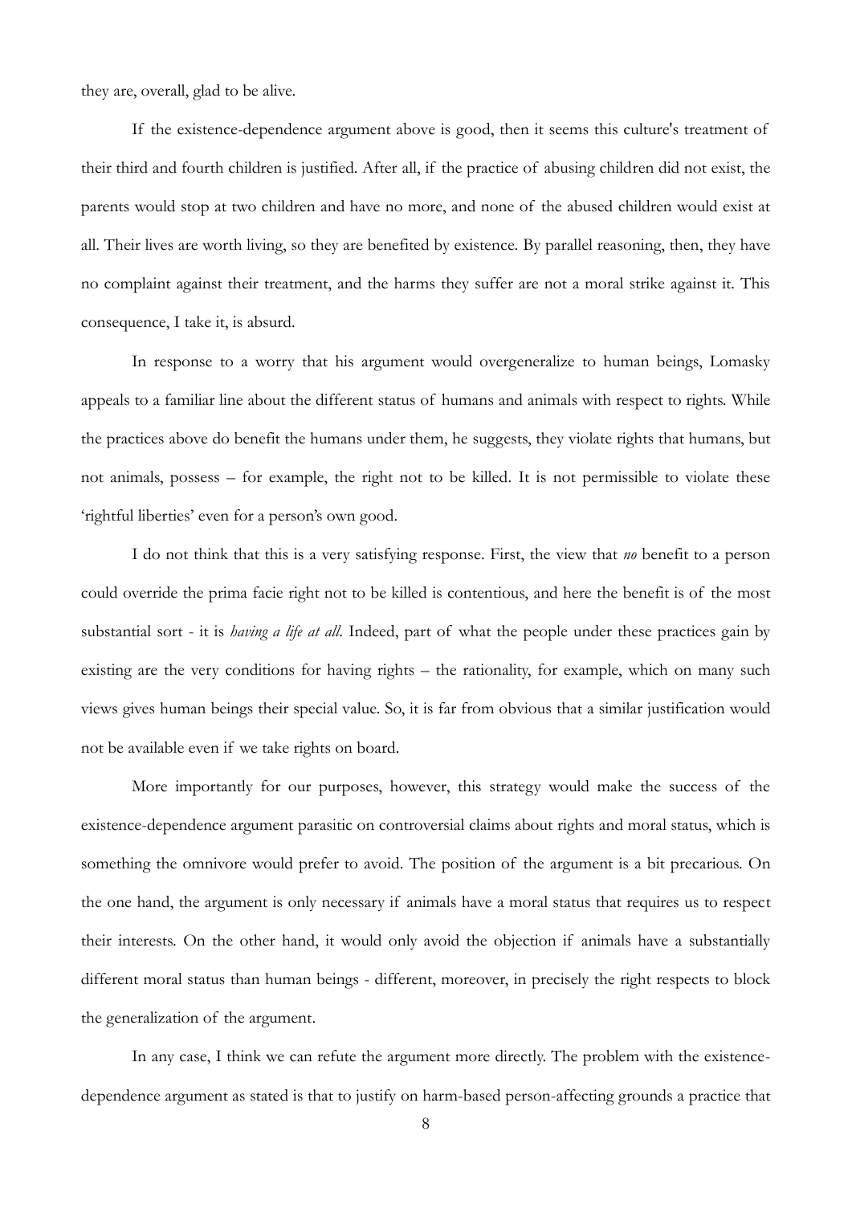they are, overall, glad to be alive.

If the existence-dependence argument above is good, then it seems this culture's treatment of their third and fourth children is justified. After all, if the practice of abusing children did not exist, the parents would stop at two children and have no more, and none of the abused children would exist at all. Their lives are worth living, so they are benefited by existence. By parallel reasoning, then, they have no complaint against their treatment, and the harms they suffer are not a moral strike against it. This consequence, I take it, is absurd.

In response to a worry that his argument would overgeneralize to human beings, Lomasky appeals to a familiar line about the different status of humans and animals with respect to rights. While the practices above do benefit the humans under them, he suggests, they violate rights that humans, but not animals, possess – for example, the right not to be killed. It is not permissible to violate these 'rightful liberties' even for a person's own good.

I do not think that this is a very satisfying response. First, the view that *no* benefit to a person could override the prima facie right not to be killed is contentious, and here the benefit is of the most substantial sort - it is *having a life at all*. Indeed, part of what the people under these practices gain by existing are the very conditions for having rights – the rationality, for example, which on many such views gives human beings their special value. So, it is far from obvious that a similar justification would not be available even if we take rights on board.

More importantly for our purposes, however, this strategy would make the success of the existence-dependence argument parasitic on controversial claims about rights and moral status, which is something the omnivore would prefer to avoid. The position of the argument is a bit precarious. On the one hand, the argument is only necessary if animals have a moral status that requires us to respect their interests. On the other hand, it would only avoid the objection if animals have a substantially different moral status than human beings - different, moreover, in precisely the right respects to block the generalization of the argument.

In any case, I think we can refute the argument more directly. The problem with the existence-dependence argument as stated is that to justify on harm-based person-affecting grounds a practice that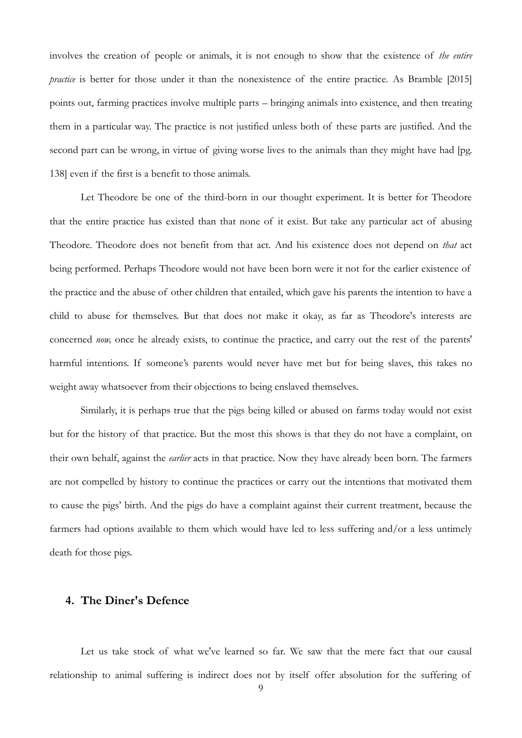involves the creation of people or animals, it is not enough to show that the existence of *the entire practice* is better for those under it than the nonexistence of the entire practice. As Bramble [2015] points out, farming practices involve multiple parts – bringing animals into existence, and then treating them in a particular way. The practice is not justified unless both of these parts are justified. And the second part can be wrong, in virtue of giving worse lives to the animals than they might have had [pg. 138] even if the first is a benefit to those animals.

Let Theodore be one of the third-born in our thought experiment. It is better for Theodore that the entire practice has existed than that none of it exist. But take any particular act of abusing Theodore. Theodore does not benefit from that act. And his existence does not depend on *that* act being performed. Perhaps Theodore would not have been born were it not for the earlier existence of the practice and the abuse of other children that entailed, which gave his parents the intention to have a child to abuse for themselves. But that does not make it okay, as far as Theodore's interests are concerned *now,* once he already exists, to continue the practice, and carry out the rest of the parents' harmful intentions. If someone's parents would never have met but for being slaves, this takes no weight away whatsoever from their objections to being enslaved themselves.

Similarly, it is perhaps true that the pigs being killed or abused on farms today would not exist but for the history of that practice. But the most this shows is that they do not have a complaint, on their own behalf, against the *earlier* acts in that practice. Now they have already been born. The farmers are not compelled by history to continue the practices or carry out the intentions that motivated them to cause the pigs' birth. And the pigs do have a complaint against their current treatment, because the farmers had options available to them which would have led to less suffering and/or a less untimely death for those pigs.

## 4. The Diner's Defence

Let us take stock of what we've learned so far. We saw that the mere fact that our causal relationship to animal suffering is indirect does not by itself offer absolution for the suffering of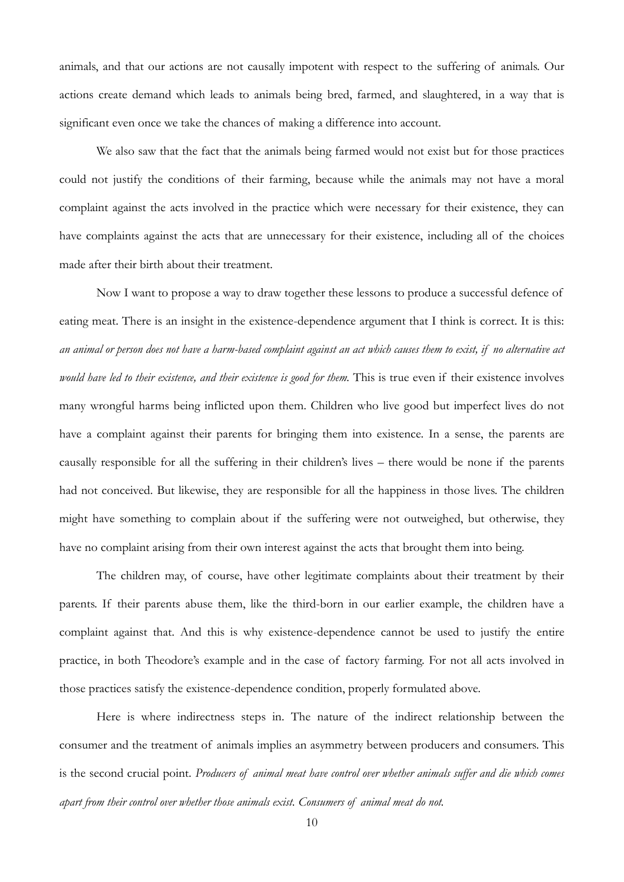animals, and that our actions are not causally impotent with respect to the suffering of animals. Our actions create demand which leads to animals being bred, farmed, and slaughtered, in a way that is significant even once we take the chances of making a difference into account.

We also saw that the fact that the animals being farmed would not exist but for those practices could not justify the conditions of their farming, because while the animals may not have a moral complaint against the acts involved in the practice which were necessary for their existence, they can have complaints against the acts that are unnecessary for their existence, including all of the choices made after their birth about their treatment.

Now I want to propose a way to draw together these lessons to produce a successful defence of eating meat. There is an insight in the existence-dependence argument that I think is correct. It is this: *an animal or person does not have a harm-based complaint against an act which causes them to exist, if no alternative act would have led to their existence, and their existence is good for them.* This is true even if their existence involves many wrongful harms being inflicted upon them. Children who live good but imperfect lives do not have a complaint against their parents for bringing them into existence. In a sense, the parents are causally responsible for all the suffering in their children's lives – there would be none if the parents had not conceived. But likewise, they are responsible for all the happiness in those lives. The children might have something to complain about if the suffering were not outweighed, but otherwise, they have no complaint arising from their own interest against the acts that brought them into being.

The children may, of course, have other legitimate complaints about their treatment by their parents. If their parents abuse them, like the third-born in our earlier example, the children have a complaint against that. And this is why existence-dependence cannot be used to justify the entire practice, in both Theodore's example and in the case of factory farming. For not all acts involved in those practices satisfy the existence-dependence condition, properly formulated above.

Here is where indirectness steps in. The nature of the indirect relationship between the consumer and the treatment of animals implies an asymmetry between producers and consumers. This is the second crucial point. *Producers of animal meat have control over whether animals suffer and die which comes apart from their control over whether those animals exist. Consumers of animal meat do not.*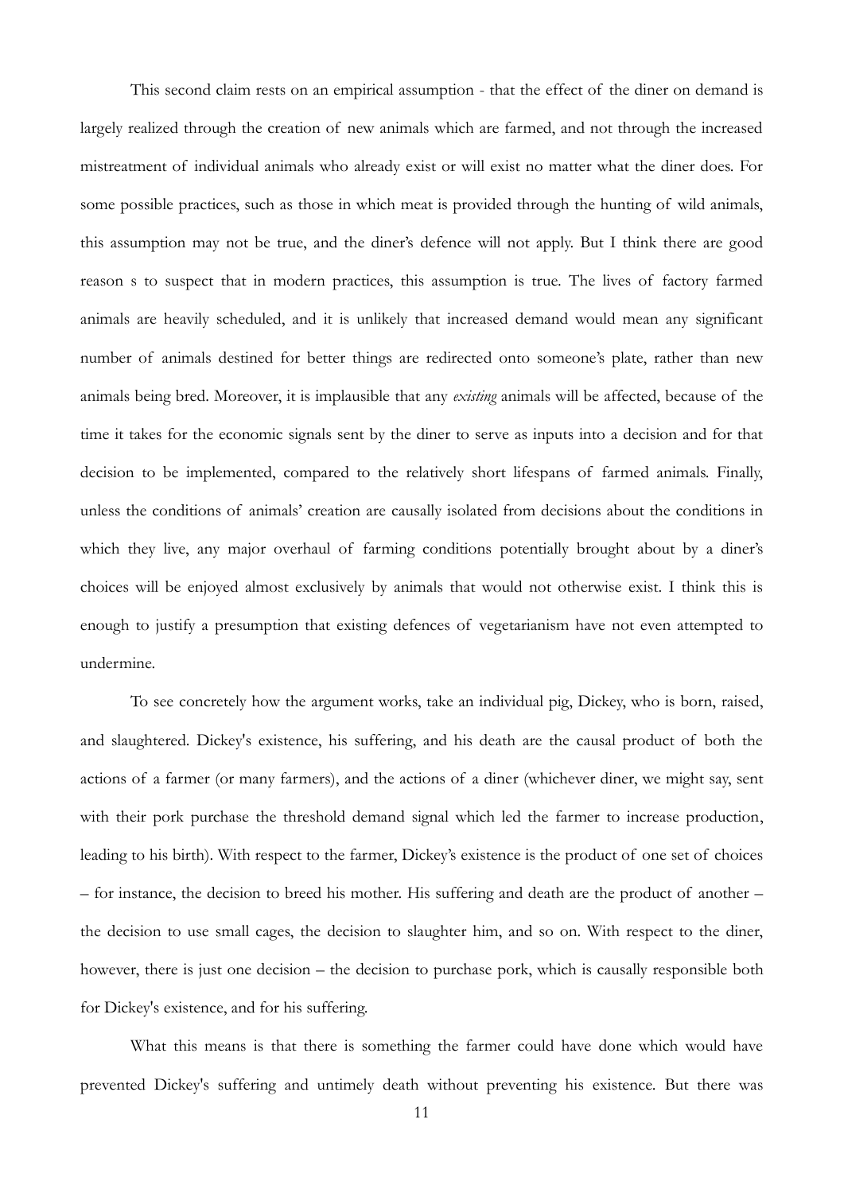This second claim rests on an empirical assumption - that the effect of the diner on demand is largely realized through the creation of new animals which are farmed, and not through the increased mistreatment of individual animals who already exist or will exist no matter what the diner does. For some possible practices, such as those in which meat is provided through the hunting of wild animals, this assumption may not be true, and the diner's defence will not apply. But I think there are good reason s to suspect that in modern practices, this assumption is true. The lives of factory farmed animals are heavily scheduled, and it is unlikely that increased demand would mean any significant number of animals destined for better things are redirected onto someone's plate, rather than new animals being bred. Moreover, it is implausible that any *existing* animals will be affected, because of the time it takes for the economic signals sent by the diner to serve as inputs into a decision and for that decision to be implemented, compared to the relatively short lifespans of farmed animals. Finally, unless the conditions of animals' creation are causally isolated from decisions about the conditions in which they live, any major overhaul of farming conditions potentially brought about by a diner's choices will be enjoyed almost exclusively by animals that would not otherwise exist. I think this is enough to justify a presumption that existing defences of vegetarianism have not even attempted to undermine.

To see concretely how the argument works, take an individual pig, Dickey, who is born, raised, and slaughtered. Dickey's existence, his suffering, and his death are the causal product of both the actions of a farmer (or many farmers), and the actions of a diner (whichever diner, we might say, sent with their pork purchase the threshold demand signal which led the farmer to increase production, leading to his birth). With respect to the farmer, Dickey's existence is the product of one set of choices – for instance, the decision to breed his mother. His suffering and death are the product of another – the decision to use small cages, the decision to slaughter him, and so on. With respect to the diner, however, there is just one decision – the decision to purchase pork, which is causally responsible both for Dickey's existence, and for his suffering.

What this means is that there is something the farmer could have done which would have prevented Dickey's suffering and untimely death without preventing his existence. But there was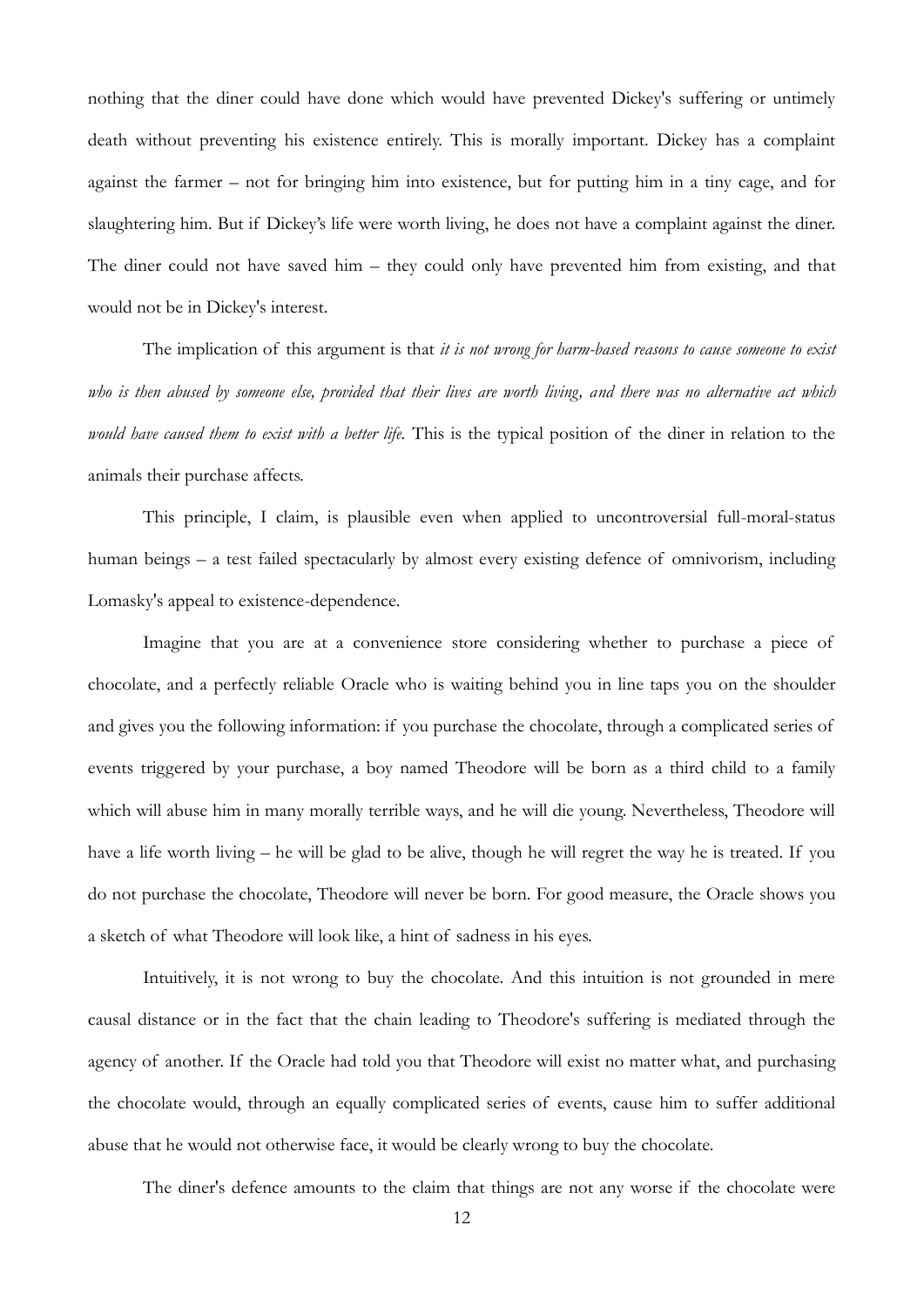nothing that the diner could have done which would have prevented Dickey's suffering or untimely death without preventing his existence entirely. This is morally important. Dickey has a complaint against the farmer – not for bringing him into existence, but for putting him in a tiny cage, and for slaughtering him. But if Dickey's life were worth living, he does not have a complaint against the diner. The diner could not have saved him – they could only have prevented him from existing, and that would not be in Dickey's interest.

The implication of this argument is that *it is not wrong for harm-based reasons to cause someone to exist who is then abused by someone else, provided that their lives are worth living, and there was no alternative act which would have caused them to exist with a better life.* This is the typical position of the diner in relation to the animals their purchase affects.

This principle, I claim, is plausible even when applied to uncontroversial full-moral-status human beings – a test failed spectacularly by almost every existing defence of omnivorism, including Lomasky's appeal to existence-dependence.

Imagine that you are at a convenience store considering whether to purchase a piece of chocolate, and a perfectly reliable Oracle who is waiting behind you in line taps you on the shoulder and gives you the following information: if you purchase the chocolate, through a complicated series of events triggered by your purchase, a boy named Theodore will be born as a third child to a family which will abuse him in many morally terrible ways, and he will die young. Nevertheless, Theodore will have a life worth living – he will be glad to be alive, though he will regret the way he is treated. If you do not purchase the chocolate, Theodore will never be born. For good measure, the Oracle shows you a sketch of what Theodore will look like, a hint of sadness in his eyes.

Intuitively, it is not wrong to buy the chocolate. And this intuition is not grounded in mere causal distance or in the fact that the chain leading to Theodore's suffering is mediated through the agency of another. If the Oracle had told you that Theodore will exist no matter what, and purchasing the chocolate would, through an equally complicated series of events, cause him to suffer additional abuse that he would not otherwise face, it would be clearly wrong to buy the chocolate.

The diner's defence amounts to the claim that things are not any worse if the chocolate were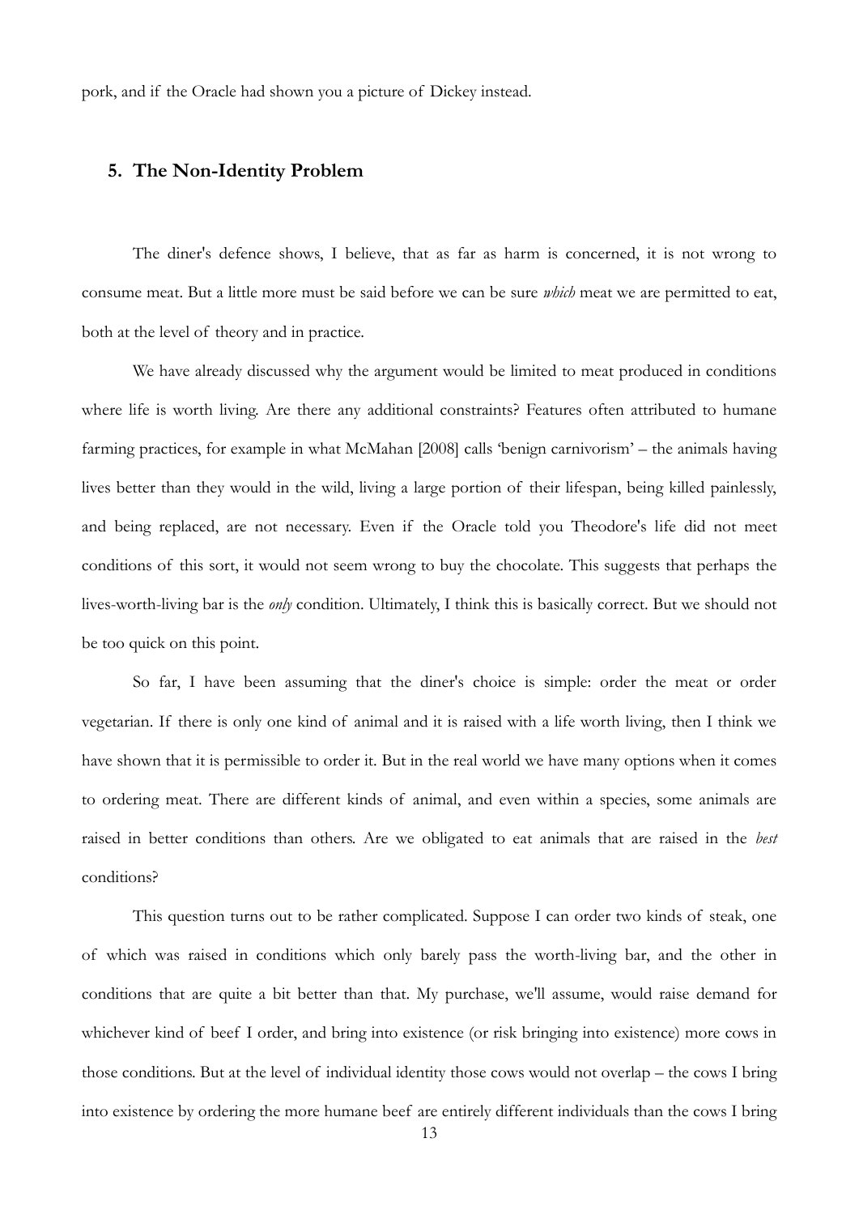pork, and if the Oracle had shown you a picture of Dickey instead.

## 5. The Non-Identity Problem

The diner's defence shows, I believe, that as far as harm is concerned, it is not wrong to consume meat. But a little more must be said before we can be sure *which* meat we are permitted to eat, both at the level of theory and in practice.

We have already discussed why the argument would be limited to meat produced in conditions where life is worth living. Are there any additional constraints? Features often attributed to humane farming practices, for example in what McMahan [2008] calls 'benign carnivorism' – the animals having lives better than they would in the wild, living a large portion of their lifespan, being killed painlessly, and being replaced, are not necessary. Even if the Oracle told you Theodore's life did not meet conditions of this sort, it would not seem wrong to buy the chocolate. This suggests that perhaps the lives-worth-living bar is the *only* condition. Ultimately, I think this is basically correct. But we should not be too quick on this point.

So far, I have been assuming that the diner's choice is simple: order the meat or order vegetarian. If there is only one kind of animal and it is raised with a life worth living, then I think we have shown that it is permissible to order it. But in the real world we have many options when it comes to ordering meat. There are different kinds of animal, and even within a species, some animals are raised in better conditions than others. Are we obligated to eat animals that are raised in the *best* conditions?

This question turns out to be rather complicated. Suppose I can order two kinds of steak, one of which was raised in conditions which only barely pass the worth-living bar, and the other in conditions that are quite a bit better than that. My purchase, we'll assume, would raise demand for whichever kind of beef I order, and bring into existence (or risk bringing into existence) more cows in those conditions. But at the level of individual identity those cows would not overlap – the cows I bring into existence by ordering the more humane beef are entirely different individuals than the cows I bring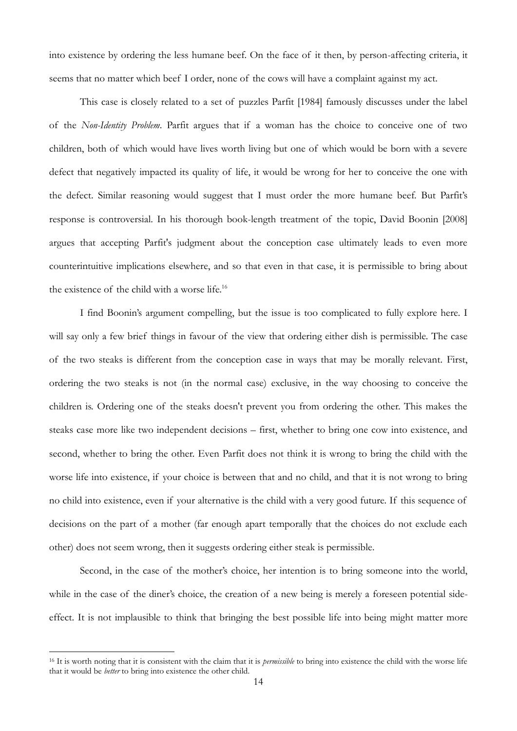into existence by ordering the less humane beef. On the face of it then, by person-affecting criteria, it seems that no matter which beef I order, none of the cows will have a complaint against my act.

This case is closely related to a set of puzzles Parfit [1984] famously discusses under the label of the *Non-Identity Problem*. Parfit argues that if a woman has the choice to conceive one of two children, both of which would have lives worth living but one of which would be born with a severe defect that negatively impacted its quality of life, it would be wrong for her to conceive the one with the defect. Similar reasoning would suggest that I must order the more humane beef. But Parfit's response is controversial. In his thorough book-length treatment of the topic, David Boonin [2008] argues that accepting Parfit's judgment about the conception case ultimately leads to even more counterintuitive implications elsewhere, and so that even in that case, it is permissible to bring about the existence of the child with a worse life.[16]

I find Boonin's argument compelling, but the issue is too complicated to fully explore here. I will say only a few brief things in favour of the view that ordering either dish is permissible. The case of the two steaks is different from the conception case in ways that may be morally relevant. First, ordering the two steaks is not (in the normal case) exclusive, in the way choosing to conceive the children is. Ordering one of the steaks doesn't prevent you from ordering the other. This makes the steaks case more like two independent decisions – first, whether to bring one cow into existence, and second, whether to bring the other. Even Parfit does not think it is wrong to bring the child with the worse life into existence, if your choice is between that and no child, and that it is not wrong to bring no child into existence, even if your alternative is the child with a very good future. If this sequence of decisions on the part of a mother (far enough apart temporally that the choices do not exclude each other) does not seem wrong, then it suggests ordering either steak is permissible.

Second, in the case of the mother's choice, her intention is to bring someone into the world, while in the case of the diner's choice, the creation of a new being is merely a foreseen potential side-effect. It is not implausible to think that bringing the best possible life into being might matter more

[16] It is worth noting that it is consistent with the claim that it is *permissible* to bring into existence the child with the worse life that it would be *better* to bring into existence the other child.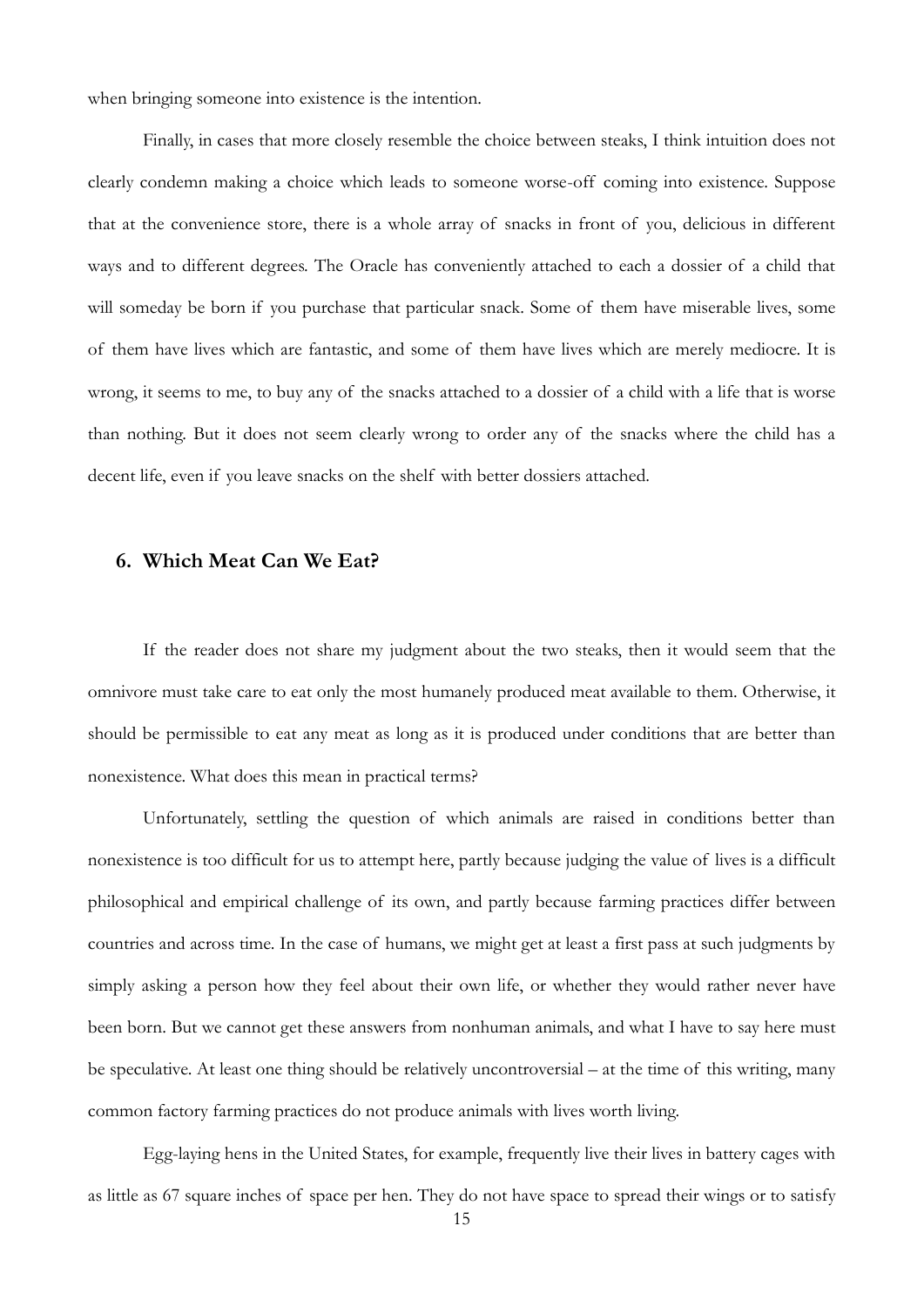when bringing someone into existence is the intention.

Finally, in cases that more closely resemble the choice between steaks, I think intuition does not clearly condemn making a choice which leads to someone worse-off coming into existence. Suppose that at the convenience store, there is a whole array of snacks in front of you, delicious in different ways and to different degrees. The Oracle has conveniently attached to each a dossier of a child that will someday be born if you purchase that particular snack. Some of them have miserable lives, some of them have lives which are fantastic, and some of them have lives which are merely mediocre. It is wrong, it seems to me, to buy any of the snacks attached to a dossier of a child with a life that is worse than nothing. But it does not seem clearly wrong to order any of the snacks where the child has a decent life, even if you leave snacks on the shelf with better dossiers attached.

## 6. Which Meat Can We Eat?

If the reader does not share my judgment about the two steaks, then it would seem that the omnivore must take care to eat only the most humanely produced meat available to them. Otherwise, it should be permissible to eat any meat as long as it is produced under conditions that are better than nonexistence. What does this mean in practical terms?

Unfortunately, settling the question of which animals are raised in conditions better than nonexistence is too difficult for us to attempt here, partly because judging the value of lives is a difficult philosophical and empirical challenge of its own, and partly because farming practices differ between countries and across time. In the case of humans, we might get at least a first pass at such judgments by simply asking a person how they feel about their own life, or whether they would rather never have been born. But we cannot get these answers from nonhuman animals, and what I have to say here must be speculative. At least one thing should be relatively uncontroversial – at the time of this writing, many common factory farming practices do not produce animals with lives worth living.

Egg-laying hens in the United States, for example, frequently live their lives in battery cages with as little as 67 square inches of space per hen. They do not have space to spread their wings or to satisfy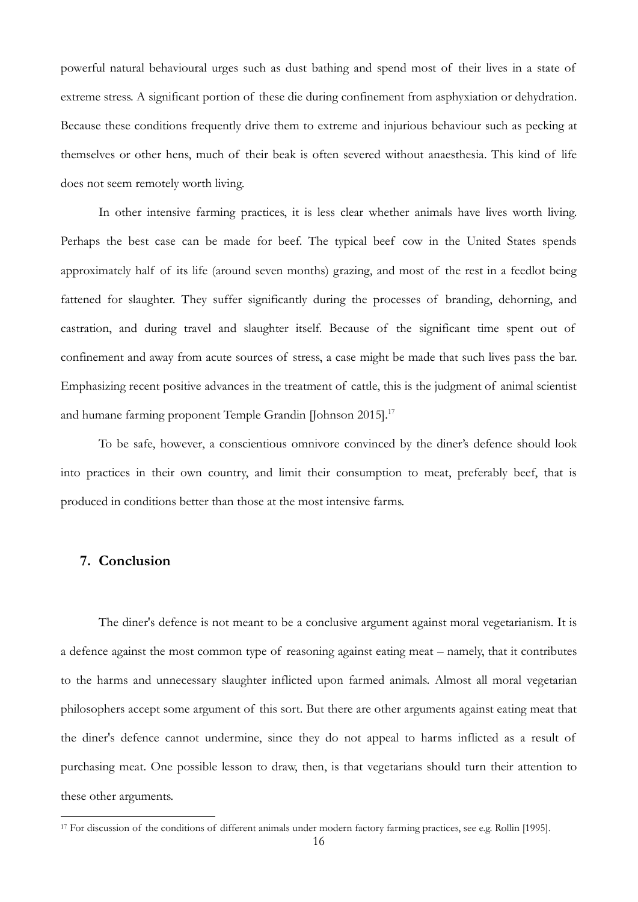powerful natural behavioural urges such as dust bathing and spend most of their lives in a state of extreme stress. A significant portion of these die during confinement from asphyxiation or dehydration. Because these conditions frequently drive them to extreme and injurious behaviour such as pecking at themselves or other hens, much of their beak is often severed without anaesthesia. This kind of life does not seem remotely worth living.

In other intensive farming practices, it is less clear whether animals have lives worth living. Perhaps the best case can be made for beef. The typical beef cow in the United States spends approximately half of its life (around seven months) grazing, and most of the rest in a feedlot being fattened for slaughter. They suffer significantly during the processes of branding, dehorning, and castration, and during travel and slaughter itself. Because of the significant time spent out of confinement and away from acute sources of stress, a case might be made that such lives pass the bar. Emphasizing recent positive advances in the treatment of cattle, this is the judgment of animal scientist and humane farming proponent Temple Grandin [Johnson 2015].[17]

To be safe, however, a conscientious omnivore convinced by the diner's defence should look into practices in their own country, and limit their consumption to meat, preferably beef, that is produced in conditions better than those at the most intensive farms.

## 7. Conclusion

The diner's defence is not meant to be a conclusive argument against moral vegetarianism. It is a defence against the most common type of reasoning against eating meat – namely, that it contributes to the harms and unnecessary slaughter inflicted upon farmed animals. Almost all moral vegetarian philosophers accept some argument of this sort. But there are other arguments against eating meat that the diner's defence cannot undermine, since they do not appeal to harms inflicted as a result of purchasing meat. One possible lesson to draw, then, is that vegetarians should turn their attention to these other arguments.

[17] For discussion of the conditions of different animals under modern factory farming practices, see e.g. Rollin [1995].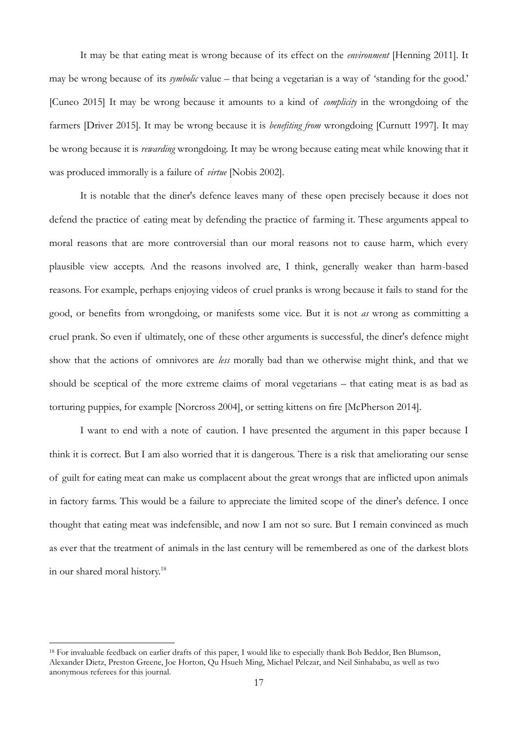It may be that eating meat is wrong because of its effect on the *environment* [Henning 2011]. It may be wrong because of its *symbolic* value – that being a vegetarian is a way of 'standing for the good.' [Cuneo 2015] It may be wrong because it amounts to a kind of *complicity* in the wrongdoing of the farmers [Driver 2015]. It may be wrong because it is *benefiting from* wrongdoing [Curnutt 1997]. It may be wrong because it is *rewarding* wrongdoing. It may be wrong because eating meat while knowing that it was produced immorally is a failure of *virtue* [Nobis 2002].

It is notable that the diner's defence leaves many of these open precisely because it does not defend the practice of eating meat by defending the practice of farming it. These arguments appeal to moral reasons that are more controversial than our moral reasons not to cause harm, which every plausible view accepts. And the reasons involved are, I think, generally weaker than harm-based reasons. For example, perhaps enjoying videos of cruel pranks is wrong because it fails to stand for the good, or benefits from wrongdoing, or manifests some vice. But it is not *as* wrong as committing a cruel prank. So even if ultimately, one of these other arguments is successful, the diner's defence might show that the actions of omnivores are *less* morally bad than we otherwise might think, and that we should be sceptical of the more extreme claims of moral vegetarians – that eating meat is as bad as torturing puppies, for example [Norcross 2004], or setting kittens on fire [McPherson 2014].

I want to end with a note of caution. I have presented the argument in this paper because I think it is correct. But I am also worried that it is dangerous. There is a risk that ameliorating our sense of guilt for eating meat can make us complacent about the great wrongs that are inflicted upon animals in factory farms. This would be a failure to appreciate the limited scope of the diner's defence. I once thought that eating meat was indefensible, and now I am not so sure. But I remain convinced as much as ever that the treatment of animals in the last century will be remembered as one of the darkest blots in our shared moral history.[18]

[18] For invaluable feedback on earlier drafts of this paper, I would like to especially thank Bob Beddor, Ben Blumson, Alexander Dietz, Preston Greene, Joe Horton, Qu Hsueh Ming, Michael Pelczar, and Neil Sinhababu, as well as two anonymous referees for this journal.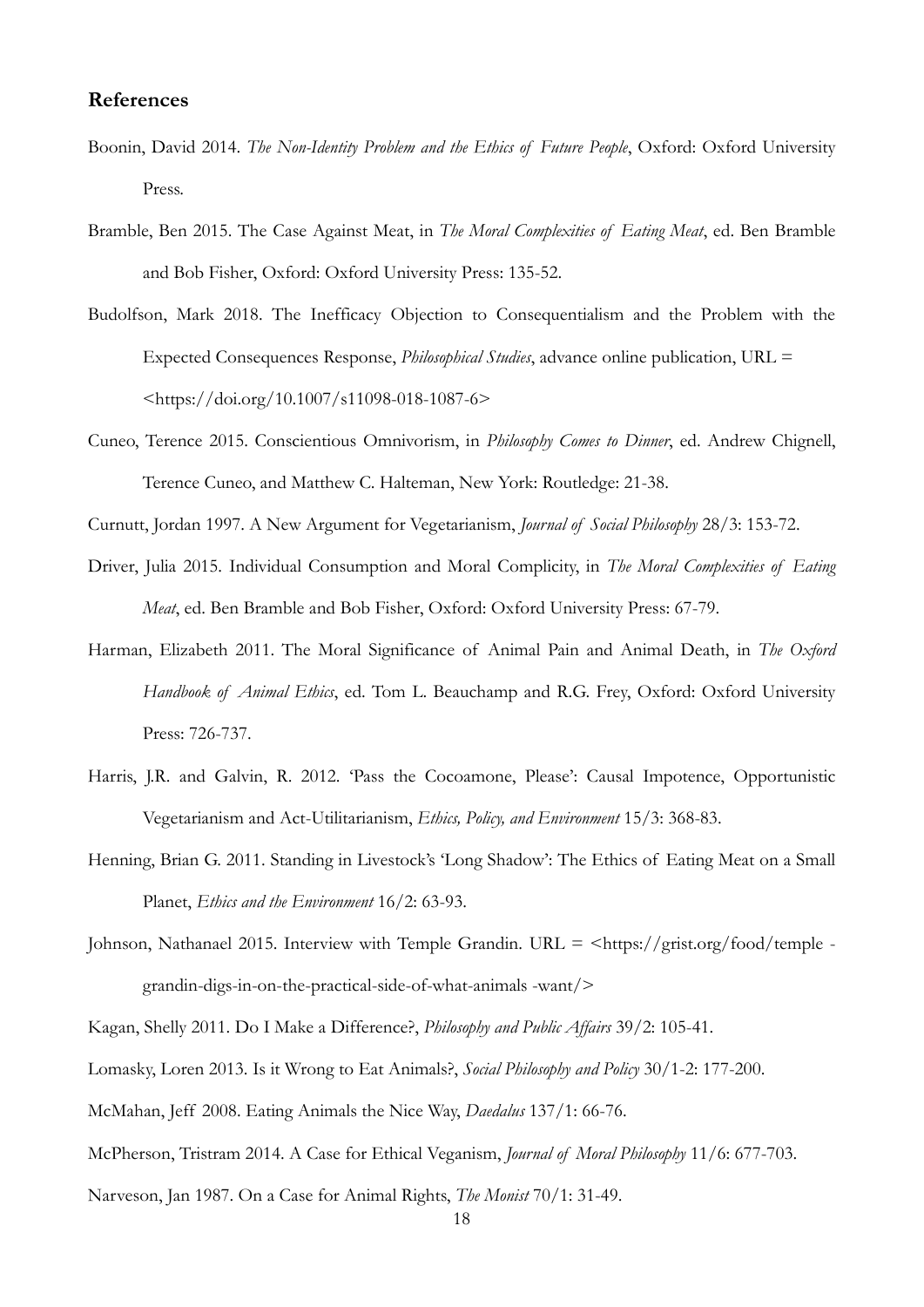## References

Boonin, David 2014. *The Non-Identity Problem and the Ethics of Future People*, Oxford: Oxford University Press.

Bramble, Ben 2015. The Case Against Meat, in *The Moral Complexities of Eating Meat*, ed. Ben Bramble and Bob Fisher, Oxford: Oxford University Press: 135-52.

Budolfson, Mark 2018. The Inefficacy Objection to Consequentialism and the Problem with the Expected Consequences Response, *Philosophical Studies*, advance online publication, URL = <https://doi.org/10.1007/s11098-018-1087-6>

Cuneo, Terence 2015. Conscientious Omnivorism, in *Philosophy Comes to Dinner*, ed. Andrew Chignell, Terence Cuneo, and Matthew C. Halteman, New York: Routledge: 21-38.

Curnutt, Jordan 1997. A New Argument for Vegetarianism, *Journal of Social Philosophy* 28/3: 153-72.

Driver, Julia 2015. Individual Consumption and Moral Complicity, in *The Moral Complexities of Eating Meat*, ed. Ben Bramble and Bob Fisher, Oxford: Oxford University Press: 67-79.

Harman, Elizabeth 2011. The Moral Significance of Animal Pain and Animal Death, in *The Oxford Handbook of Animal Ethics*, ed. Tom L. Beauchamp and R.G. Frey, Oxford: Oxford University Press: 726-737.

Harris, J.R. and Galvin, R. 2012. 'Pass the Cocoamone, Please': Causal Impotence, Opportunistic Vegetarianism and Act-Utilitarianism, *Ethics, Policy, and Environment* 15/3: 368-83.

Henning, Brian G. 2011. Standing in Livestock's 'Long Shadow': The Ethics of Eating Meat on a Small Planet, *Ethics and the Environment* 16/2: 63-93.

Johnson, Nathanael 2015. Interview with Temple Grandin. URL = <https://grist.org/food/temple-grandin-digs-in-on-the-practical-side-of-what-animals-want/>

Kagan, Shelly 2011. Do I Make a Difference?, *Philosophy and Public Affairs* 39/2: 105-41.

Lomasky, Loren 2013. Is it Wrong to Eat Animals?, *Social Philosophy and Policy* 30/1-2: 177-200.

McMahan, Jeff 2008. Eating Animals the Nice Way, *Daedalus* 137/1: 66-76.

McPherson, Tristram 2014. A Case for Ethical Veganism, *Journal of Moral Philosophy* 11/6: 677-703.

Narveson, Jan 1987. On a Case for Animal Rights, *The Monist* 70/1: 31-49.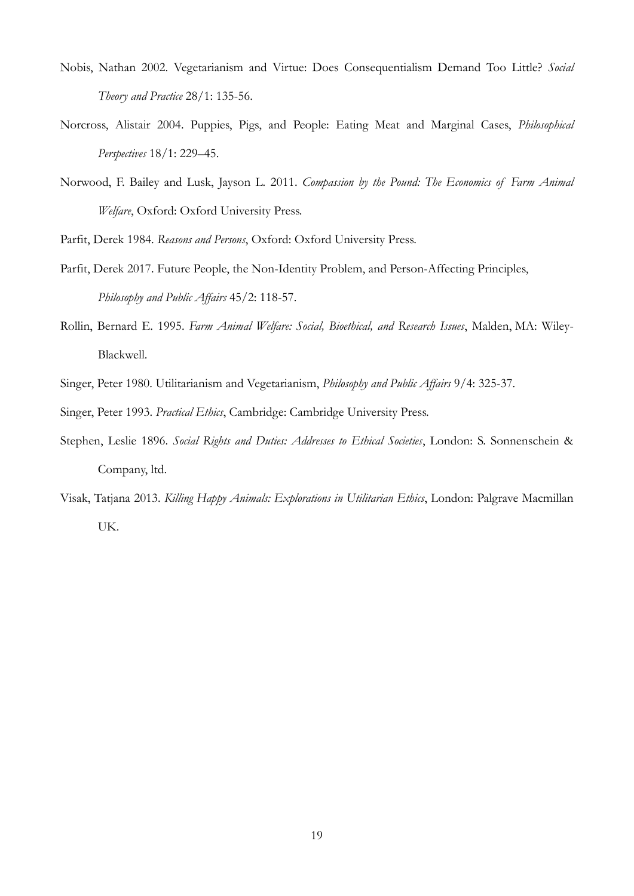Nobis, Nathan 2002. Vegetarianism and Virtue: Does Consequentialism Demand Too Little? *Social Theory and Practice* 28/1: 135-56.

Norcross, Alistair 2004. Puppies, Pigs, and People: Eating Meat and Marginal Cases, *Philosophical Perspectives* 18/1: 229–45.

Norwood, F. Bailey and Lusk, Jayson L. 2011. *Compassion by the Pound: The Economics of Farm Animal Welfare*, Oxford: Oxford University Press.

Parfit, Derek 1984. *Reasons and Persons*, Oxford: Oxford University Press.

Parfit, Derek 2017. Future People, the Non-Identity Problem, and Person-Affecting Principles, *Philosophy and Public Affairs* 45/2: 118-57.

Rollin, Bernard E. 1995. *Farm Animal Welfare: Social, Bioethical, and Research Issues*, Malden, MA: Wiley-Blackwell.

Singer, Peter 1980. Utilitarianism and Vegetarianism, *Philosophy and Public Affairs* 9/4: 325-37.

Singer, Peter 1993. *Practical Ethics*, Cambridge: Cambridge University Press.

Stephen, Leslie 1896. *Social Rights and Duties: Addresses to Ethical Societies*, London: S. Sonnenschein & Company, ltd.

Visak, Tatjana 2013. *Killing Happy Animals: Explorations in Utilitarian Ethics*, London: Palgrave Macmillan UK.